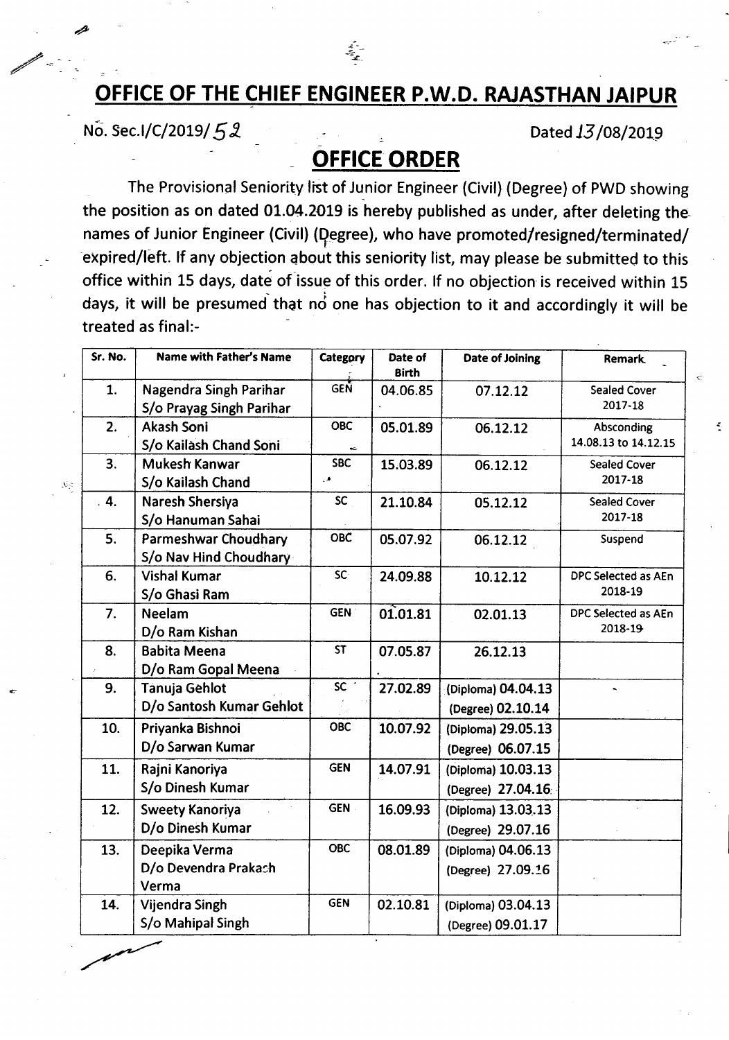# OFFICE OF THE CHIEF ENGINEER P.W.D. RAJASTHAN JAIPUR

No. Sec.I/C/2019/52 Dated 13/08/2019

## OFFICE ORDER

The Provisional Seniority list of Junior Engineer (Civil) (Degree) of PWD showing the position as on dated 01.04.2019 is hereby published as under, after deleting the names of Junior Engineer (Civil) (Degree), who have promoted/resigned/terminated/ expired/left. If any objection about this seniority list, may please be submitted to this office within 15 days, date of issue of this order. If no objection is received within 15 days, it will be presumed that no one has objection to it and accordingly it will be treated as final:-

| Sr. No. | Name with Father's Name | Category | Date of Birth | Date of Joining | Remark |
|---|---|---|---|---|---|
| 1. | Nagendra Singh Parihar S/o Prayag Singh Parihar | GEN | 04.06.85 | 07.12.12 | Sealed Cover 2017-18 |
| 2. | Akash Soni S/o Kailash Chand Soni | OBC | 05.01.89 | 06.12.12 | Absconding 14.08.13 to 14.12.15 |
| 3. | Mukesh Kanwar S/o Kailash Chand | SBC | 15.03.89 | 06.12.12 | Sealed Cover 2017-18 |
| 4. | Naresh Shersiya S/o Hanuman Sahai | SC | 21.10.84 | 05.12.12 | Sealed Cover 2017-18 |
| 5. | Parmeshwar Choudhary S/o Nav Hind Choudhary | OBC | 05.07.92 | 06.12.12 | Suspend |
| 6. | Vishal Kumar S/o Ghasi Ram | SC | 24.09.88 | 10.12.12 | DPC Selected as AEn 2018-19 |
| 7. | Neelam D/o Ram Kishan | GEN | 01.01.81 | 02.01.13 | DPC Selected as AEn 2018-19 |
| 8. | Babita Meena D/o Ram Gopal Meena | ST | 07.05.87 | 26.12.13 | |
| 9. | Tanuja Gehlot D/o Santosh Kumar Gehlot | SC | 27.02.89 | (Diploma) 04.04.13 (Degree) 02.10.14 | |
| 10. | Priyanka Bishnoi D/o Sarwan Kumar | OBC | 10.07.92 | (Diploma) 29.05.13 (Degree) 06.07.15 | |
| 11. | Rajni Kanoriya S/o Dinesh Kumar | GEN | 14.07.91 | (Diploma) 10.03.13 (Degree) 27.04.16 | |
| 12. | Sweety Kanoriya D/o Dinesh Kumar | GEN | 16.09.93 | (Diploma) 13.03.13 (Degree) 29.07.16 | |
| 13. | Deepika Verma D/o Devendra Prakash Verma | OBC | 08.01.89 | (Diploma) 04.06.13 (Degree) 27.09.16 | |
| 14. | Vijendra Singh S/o Mahipal Singh | GEN | 02.10.81 | (Diploma) 03.04.13 (Degree) 09.01.17 | |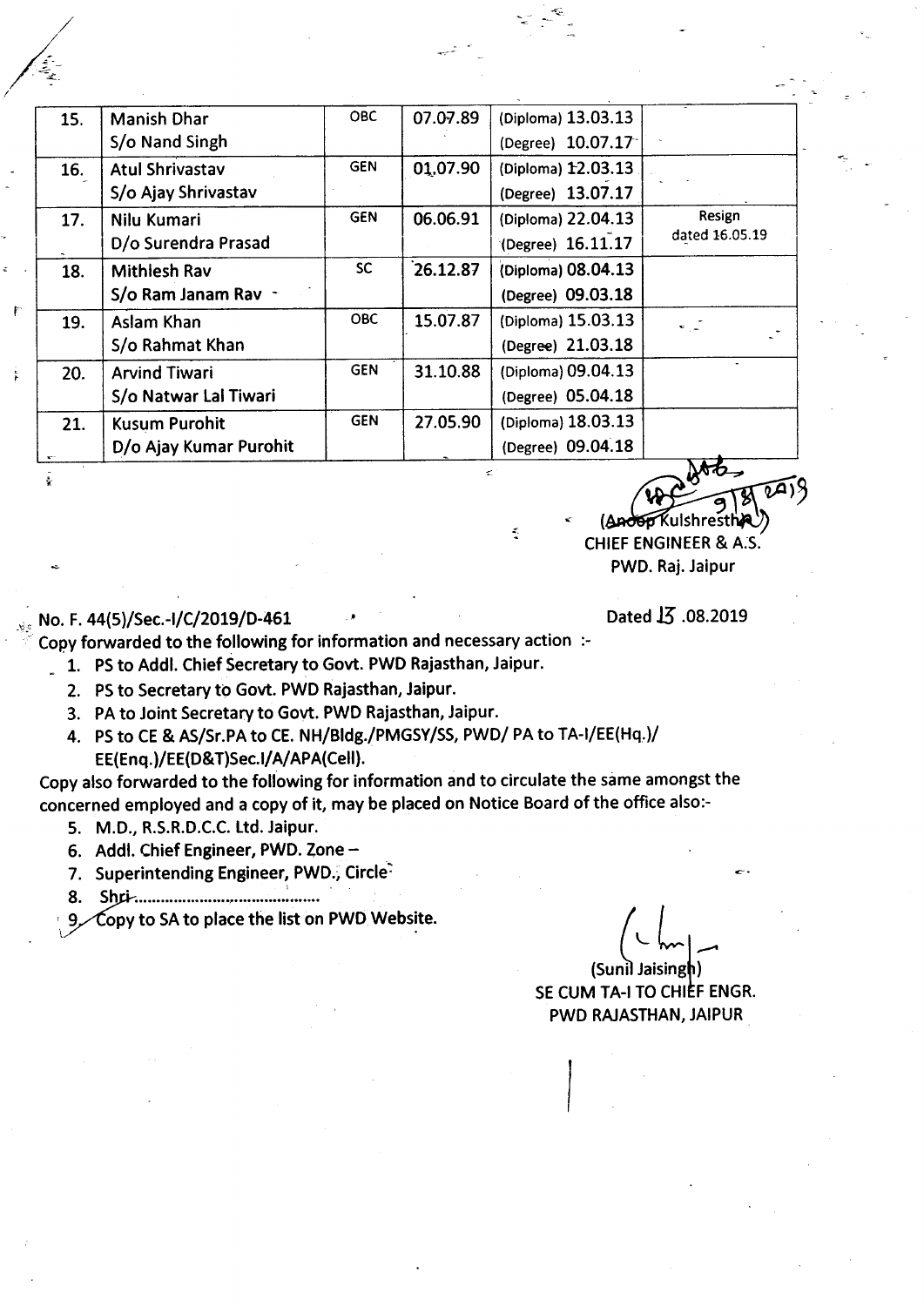| | | | | | |
|---|---|---|---|---|---|
| 15. | Manish Dhar<br>S/o Nand Singh | OBC | 07.07.89 | (Diploma) 13.03.13<br>(Degree) 10.07.17 | |
| 16. | Atul Shrivastav<br>S/o Ajay Shrivastav | GEN | 01.07.90 | (Diploma) 12.03.13<br>(Degree) 13.07.17 | |
| 17. | Nilu Kumari<br>D/o Surendra Prasad | GEN | 06.06.91 | (Diploma) 22.04.13<br>(Degree) 16.11.17 | Resign dated 16.05.19 |
| 18. | Mithlesh Rav<br>S/o Ram Janam Rav | SC | 26.12.87 | (Diploma) 08.04.13<br>(Degree) 09.03.18 | |
| 19. | Aslam Khan<br>S/o Rahmat Khan | OBC | 15.07.87 | (Diploma) 15.03.13<br>(Degree) 21.03.18 | |
| 20. | Arvind Tiwari<br>S/o Natwar Lal Tiwari | GEN | 31.10.88 | (Diploma) 09.04.13<br>(Degree) 05.04.18 | |
| 21. | Kusum Purohit<br>D/o Ajay Kumar Purohit | GEN | 27.05.90 | (Diploma) 18.03.13<br>(Degree) 09.04.18 | |

9/8/2019

(Anoop Kulshrestha)
CHIEF ENGINEER & A.S.
PWD. Raj. Jaipur

No. F. 44(5)/Sec.-I/C/2019/D-461 Dated 13 .08.2019

Copy forwarded to the following for information and necessary action :-

1. PS to Addl. Chief Secretary to Govt. PWD Rajasthan, Jaipur.
2. PS to Secretary to Govt. PWD Rajasthan, Jaipur.
3. PA to Joint Secretary to Govt. PWD Rajasthan, Jaipur.
4. PS to CE & AS/Sr.PA to CE. NH/Bldg./PMGSY/SS, PWD/ PA to TA-I/EE(Hq.)/ EE(Enq.)/EE(D&T)Sec.I/A/APA(Cell).

Copy also forwarded to the following for information and to circulate the same amongst the concerned employed and a copy of it, may be placed on Notice Board of the office also:-

5. M.D., R.S.R.D.C.C. Ltd. Jaipur.
6. Addl. Chief Engineer, PWD. Zone –
7. Superintending Engineer, PWD., Circle
8. Shri.........................................
9. Copy to SA to place the list on PWD Website.

(Sunil Jaisingh)
SE CUM TA-I TO CHIEF ENGR.
PWD RAJASTHAN, JAIPUR